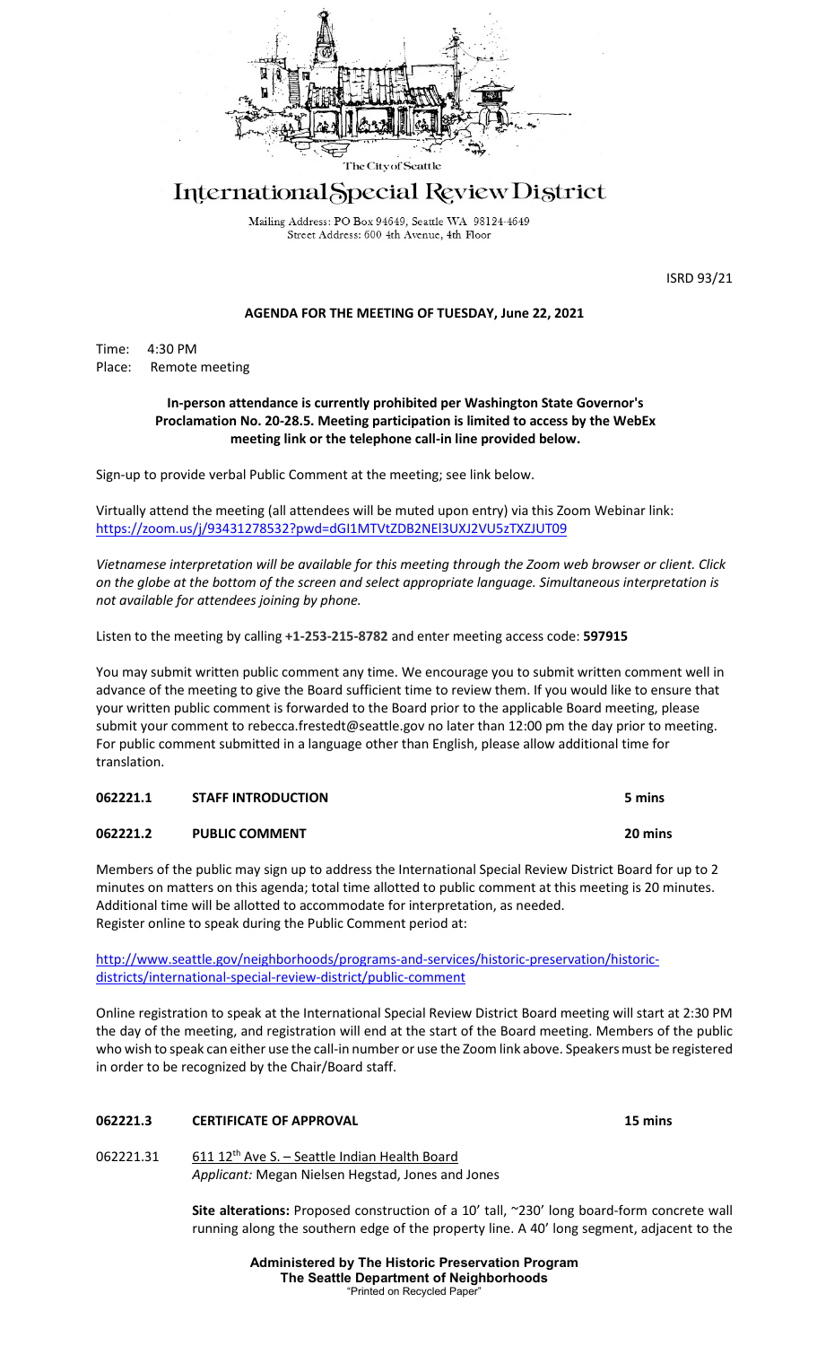The City of Seattle

# International Special Review District

Mailing Address: PO Box 94649, Seattle WA 98124-4649
Street Address: 600 4th Avenue, 4th Floor

ISRD 93/21

## AGENDA FOR THE MEETING OF TUESDAY, June 22, 2021

Time: 4:30 PM
Place: Remote meeting

**In-person attendance is currently prohibited per Washington State Governor's Proclamation No. 20-28.5. Meeting participation is limited to access by the WebEx meeting link or the telephone call-in line provided below.**

Sign-up to provide verbal Public Comment at the meeting; see link below.

Virtually attend the meeting (all attendees will be muted upon entry) via this Zoom Webinar link:
https://zoom.us/j/93431278532?pwd=dGI1MTVtZDB2NEl3UXJ2VU5zTXZJUT09

*Vietnamese interpretation will be available for this meeting through the Zoom web browser or client. Click on the globe at the bottom of the screen and select appropriate language. Simultaneous interpretation is not available for attendees joining by phone.*

Listen to the meeting by calling **+1-253-215-8782** and enter meeting access code: **597915**

You may submit written public comment any time. We encourage you to submit written comment well in advance of the meeting to give the Board sufficient time to review them. If you would like to ensure that your written public comment is forwarded to the Board prior to the applicable Board meeting, please submit your comment to rebecca.frestedt@seattle.gov no later than 12:00 pm the day prior to meeting. For public comment submitted in a language other than English, please allow additional time for translation.

**062221.1 STAFF INTRODUCTION 5 mins**

**062221.2 PUBLIC COMMENT 20 mins**

Members of the public may sign up to address the International Special Review District Board for up to 2 minutes on matters on this agenda; total time allotted to public comment at this meeting is 20 minutes. Additional time will be allotted to accommodate for interpretation, as needed.
Register online to speak during the Public Comment period at:

http://www.seattle.gov/neighborhoods/programs-and-services/historic-preservation/historic-districts/international-special-review-district/public-comment

Online registration to speak at the International Special Review District Board meeting will start at 2:30 PM the day of the meeting, and registration will end at the start of the Board meeting. Members of the public who wish to speak can either use the call-in number or use the Zoom link above. Speakers must be registered in order to be recognized by the Chair/Board staff.

**062221.3 CERTIFICATE OF APPROVAL 15 mins**

062221.31 611 12th Ave S. – Seattle Indian Health Board
*Applicant:* Megan Nielsen Hegstad, Jones and Jones

**Site alterations:** Proposed construction of a 10' tall, ~230' long board-form concrete wall running along the southern edge of the property line. A 40' long segment, adjacent to the

**Administered by The Historic Preservation Program**
**The Seattle Department of Neighborhoods**
"Printed on Recycled Paper"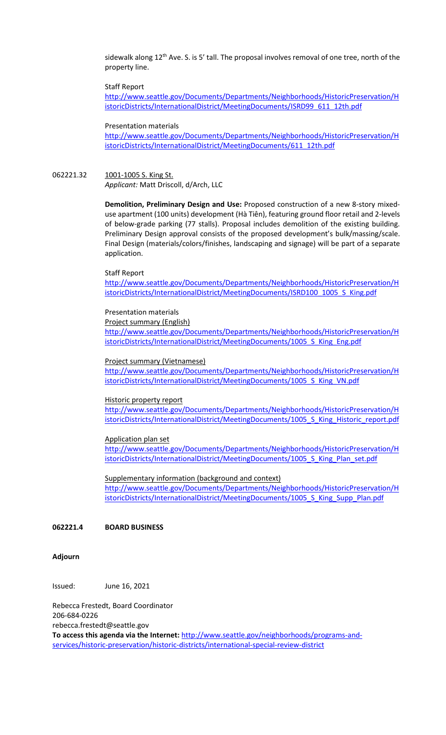sidewalk along 12th Ave. S. is 5' tall. The proposal involves removal of one tree, north of the property line.

Staff Report
http://www.seattle.gov/Documents/Departments/Neighborhoods/HistoricPreservation/HistoricDistricts/InternationalDistrict/MeetingDocuments/ISRD99_611_12th.pdf

Presentation materials
http://www.seattle.gov/Documents/Departments/Neighborhoods/HistoricPreservation/HistoricDistricts/InternationalDistrict/MeetingDocuments/611_12th.pdf

062221.32 1001-1005 S. King St.
*Applicant:* Matt Driscoll, d/Arch, LLC

**Demolition, Preliminary Design and Use:** Proposed construction of a new 8-story mixed-use apartment (100 units) development (Hà Tiên), featuring ground floor retail and 2-levels of below-grade parking (77 stalls). Proposal includes demolition of the existing building. Preliminary Design approval consists of the proposed development's bulk/massing/scale. Final Design (materials/colors/finishes, landscaping and signage) will be part of a separate application.

Staff Report
http://www.seattle.gov/Documents/Departments/Neighborhoods/HistoricPreservation/HistoricDistricts/InternationalDistrict/MeetingDocuments/ISRD100_1005_S_King.pdf

Presentation materials

Project summary (English)
http://www.seattle.gov/Documents/Departments/Neighborhoods/HistoricPreservation/HistoricDistricts/InternationalDistrict/MeetingDocuments/1005_S_King_Eng.pdf

Project summary (Vietnamese)
http://www.seattle.gov/Documents/Departments/Neighborhoods/HistoricPreservation/HistoricDistricts/InternationalDistrict/MeetingDocuments/1005_S_King_VN.pdf

Historic property report
http://www.seattle.gov/Documents/Departments/Neighborhoods/HistoricPreservation/HistoricDistricts/InternationalDistrict/MeetingDocuments/1005_S_King_Historic_report.pdf

Application plan set
http://www.seattle.gov/Documents/Departments/Neighborhoods/HistoricPreservation/HistoricDistricts/InternationalDistrict/MeetingDocuments/1005_S_King_Plan_set.pdf

Supplementary information (background and context)
http://www.seattle.gov/Documents/Departments/Neighborhoods/HistoricPreservation/HistoricDistricts/InternationalDistrict/MeetingDocuments/1005_S_King_Supp_Plan.pdf

**062221.4 BOARD BUSINESS**

**Adjourn**

Issued: June 16, 2021

Rebecca Frestedt, Board Coordinator
206-684-0226
rebecca.frestedt@seattle.gov
**To access this agenda via the Internet:** http://www.seattle.gov/neighborhoods/programs-and-services/historic-preservation/historic-districts/international-special-review-district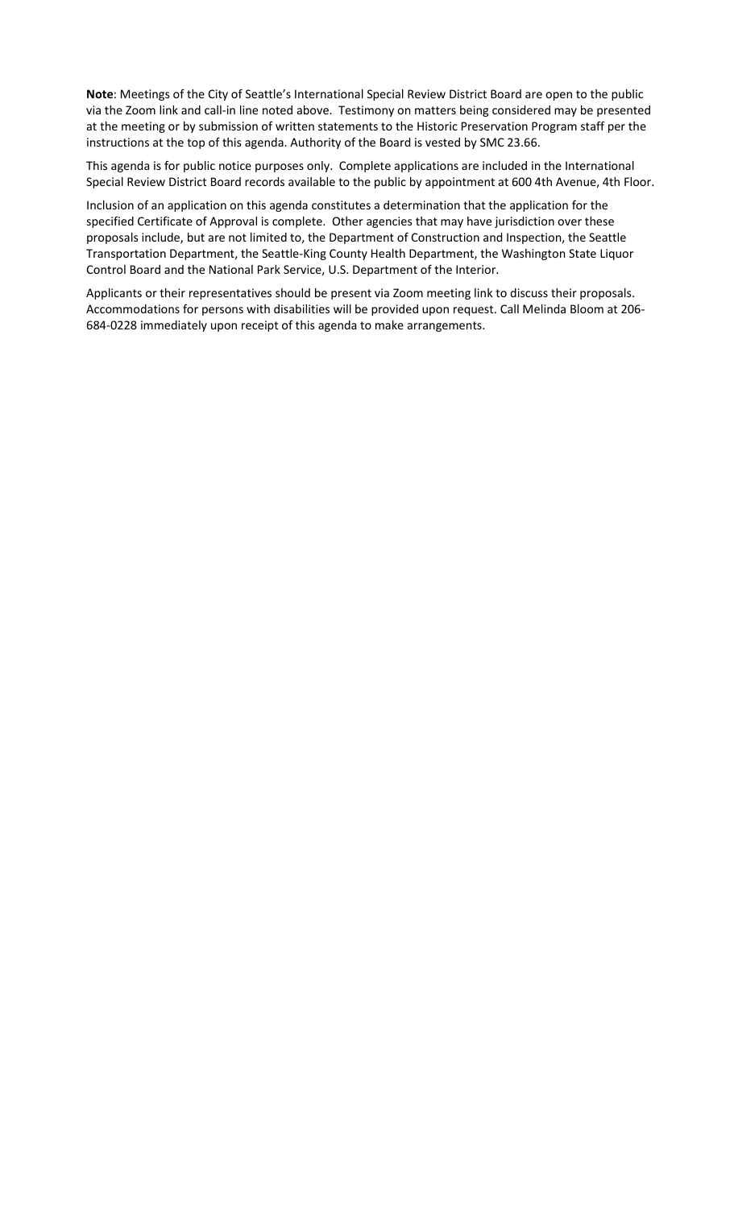**Note**: Meetings of the City of Seattle's International Special Review District Board are open to the public via the Zoom link and call-in line noted above. Testimony on matters being considered may be presented at the meeting or by submission of written statements to the Historic Preservation Program staff per the instructions at the top of this agenda. Authority of the Board is vested by SMC 23.66.

This agenda is for public notice purposes only. Complete applications are included in the International Special Review District Board records available to the public by appointment at 600 4th Avenue, 4th Floor.

Inclusion of an application on this agenda constitutes a determination that the application for the specified Certificate of Approval is complete. Other agencies that may have jurisdiction over these proposals include, but are not limited to, the Department of Construction and Inspection, the Seattle Transportation Department, the Seattle-King County Health Department, the Washington State Liquor Control Board and the National Park Service, U.S. Department of the Interior.

Applicants or their representatives should be present via Zoom meeting link to discuss their proposals. Accommodations for persons with disabilities will be provided upon request. Call Melinda Bloom at 206-684-0228 immediately upon receipt of this agenda to make arrangements.